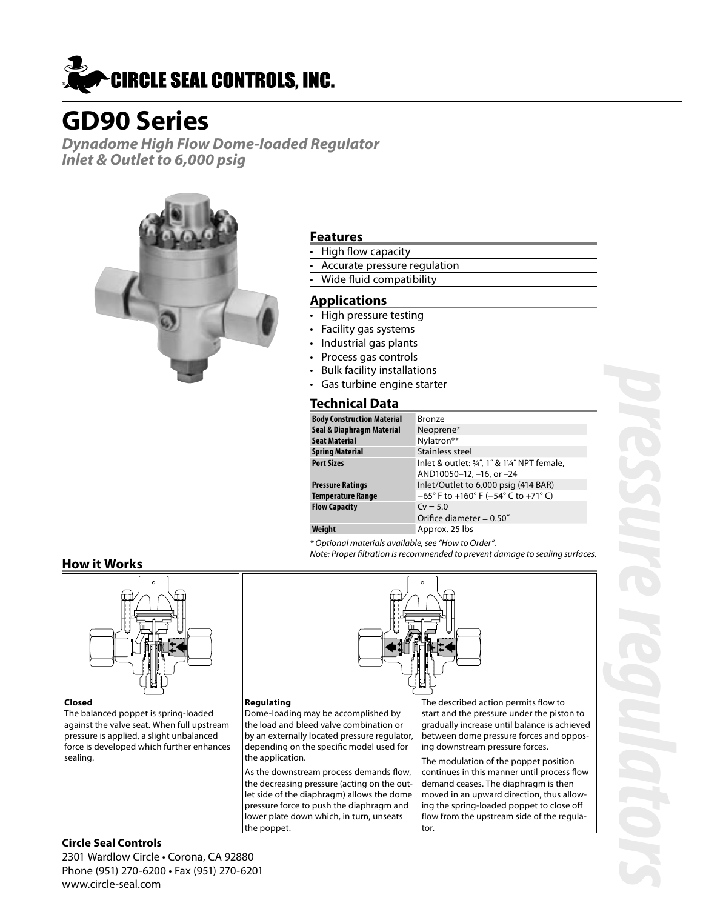CIRCLE SEAL CONTROLS, INC.

# GD90 Series

***Dynadome High Flow Dome-loaded Regulator***
***Inlet & Outlet to 6,000 psig***

## Features

- High flow capacity
- Accurate pressure regulation
- Wide fluid compatibility

## Applications

- High pressure testing
- Facility gas systems
- Industrial gas plants
- Process gas controls
- Bulk facility installations
- Gas turbine engine starter

## Technical Data

| | |
|---|---|
| **Body Construction Material** | Bronze |
| **Seal & Diaphragm Material** | Neoprene* |
| **Seat Material** | Nylatron®* |
| **Spring Material** | Stainless steel |
| **Port Sizes** | Inlet & outlet: ¾″, 1″ & 1¼″ NPT female, AND10050–12, –16, or –24 |
| **Pressure Ratings** | Inlet/Outlet to 6,000 psig (414 BAR) |
| **Temperature Range** | −65° F to +160° F (−54° C to +71° C) |
| **Flow Capacity** | Cv = 5.0<br>Orifice diameter = 0.50″ |
| **Weight** | Approx. 25 lbs |

*\* Optional materials available, see "How to Order".*
*Note: Proper filtration is recommended to prevent damage to sealing surfaces.*

## How it Works

**Closed**

The balanced poppet is spring-loaded against the valve seat. When full upstream pressure is applied, a slight unbalanced force is developed which further enhances sealing.

**Regulating**

Dome-loading may be accomplished by the load and bleed valve combination or by an externally located pressure regulator, depending on the specific model used for the application.

As the downstream process demands flow, the decreasing pressure (acting on the outlet side of the diaphragm) allows the dome pressure force to push the diaphragm and lower plate down which, in turn, unseats the poppet.

The described action permits flow to start and the pressure under the piston to gradually increase until balance is achieved between dome pressure forces and opposing downstream pressure forces.

The modulation of the poppet position continues in this manner until process flow demand ceases. The diaphragm is then moved in an upward direction, thus allowing the spring-loaded poppet to close off flow from the upstream side of the regulator.

**Circle Seal Controls**
2301 Wardlow Circle • Corona, CA 92880
Phone (951) 270-6200 • Fax (951) 270-6201
www.circle-seal.com

*pressure regulators*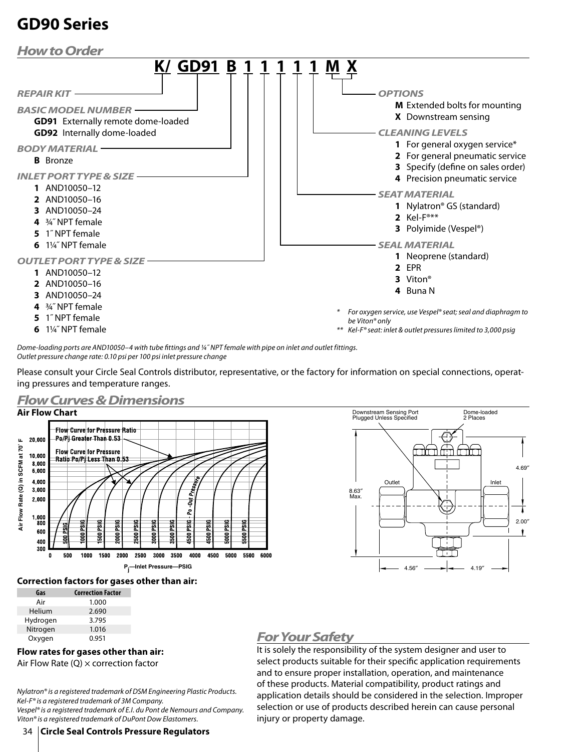# GD90 Series

## How to Order

**K/ GD91 B 1 1 1 1 1 M X**

***REPAIR KIT***

***BASIC MODEL NUMBER***
- **GD91** Externally remote dome-loaded
- **GD92** Internally dome-loaded

***BODY MATERIAL***
- **B** Bronze

***INLET PORT TYPE & SIZE***
- **1** AND10050–12
- **2** AND10050–16
- **3** AND10050–24
- **4** ¾″ NPT female
- **5** 1″ NPT female
- **6** 1¼″ NPT female

***OUTLET PORT TYPE & SIZE***
- **1** AND10050–12
- **2** AND10050–16
- **3** AND10050–24
- **4** ¾″ NPT female
- **5** 1″ NPT female
- **6** 1¼″ NPT female

***OPTIONS***
- **M** Extended bolts for mounting
- **X** Downstream sensing

***CLEANING LEVELS***
- **1** For general oxygen service*
- **2** For general pneumatic service
- **3** Specify (define on sales order)
- **4** Precision pneumatic service

***SEAT MATERIAL***
- **1** Nylatron® GS (standard)
- **2** Kel-F®**
- **3** Polyimide (Vespel®)

***SEAL MATERIAL***
- **1** Neoprene (standard)
- **2** EPR
- **3** Viton®
- **4** Buna N

*\* For oxygen service, use Vespel® seat; seal and diaphragm to be Viton® only*
*\*\* Kel-F® seat: inlet & outlet pressures limited to 3,000 psig*

*Dome-loading ports are AND10050–4 with tube fittings and ¼″ NPT female with pipe on inlet and outlet fittings.*
*Outlet pressure change rate: 0.10 psi per 100 psi inlet pressure change*

Please consult your Circle Seal Controls distributor, representative, or the factory for information on special connections, operating pressures and temperature ranges.

## Flow Curves & Dimensions

**Air Flow Chart**

Flow Curve for Pressure Ratio Po/Pj Greater Than 0.53
Flow Curve for Pressure Ratio Po/Pj Less Than 0.53
Air Flow Rate (Q) in SCFM at 70° F
20,000
10,000
8,000
6,000
4,000
3,000
2,000
1,000
800
600
400
300
500 PSIG
1000 PSIG
1500 PSIG
2000 PSIG
2500 PSIG
3000 PSIG
3500 PSIG
4500 PSIG - Po - Out Pressure
4500 PSIG
5000 PSIG
5500 PSIG
0 500 1000 1500 2000 2500 3000 3500 4000 4500 5000 5500 6000
$P_j$—Inlet Pressure—PSIG

Downstream Sensing Port Plugged Unless Specified
Dome-loaded 2 Places
Outlet
Inlet
8.63″ Max.
4.69″
2.00″
4.56″
4.19″

**Correction factors for gases other than air:**

| Gas | Correction Factor |
|---|---|
| Air | 1.000 |
| Helium | 2.690 |
| Hydrogen | 3.795 |
| Nitrogen | 1.016 |
| Oxygen | 0.951 |

**Flow rates for gases other than air:**
Air Flow Rate (Q) × correction factor

*Nylatron® is a registered trademark of DSM Engineering Plastic Products.*
*Kel-F® is a registered trademark of 3M Company.*
*Vespel® is a registered trademark of E.I. du Pont de Nemours and Company.*
*Viton® is a registered trademark of DuPont Dow Elastomers.*

## For Your Safety

It is solely the responsibility of the system designer and user to select products suitable for their specific application requirements and to ensure proper installation, operation, and maintenance of these products. Material compatibility, product ratings and application details should be considered in the selection. Improper selection or use of products described herein can cause personal injury or property damage.